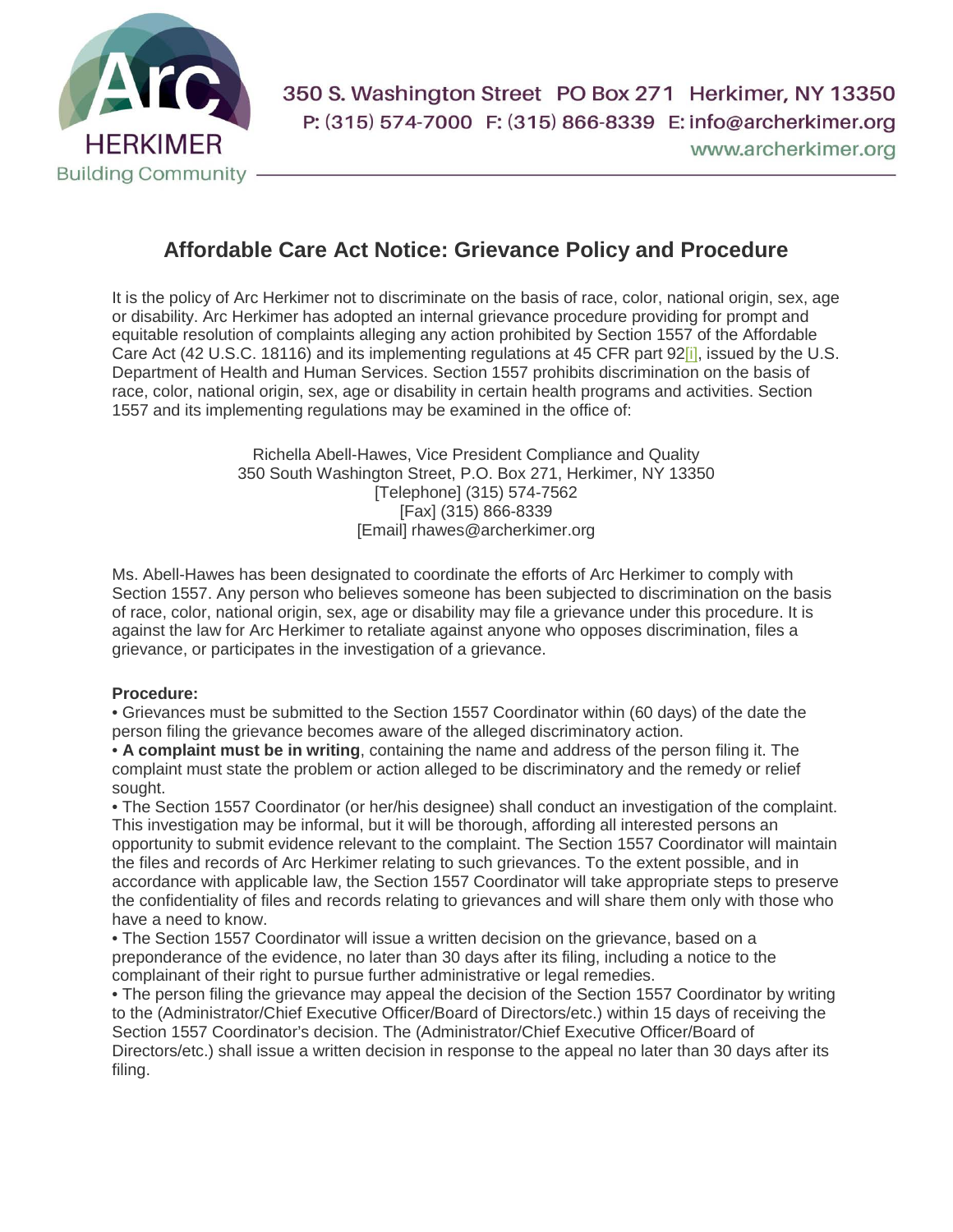Arc HERKIMER Building Community

350 S. Washington Street PO Box 271 Herkimer, NY 13350
P: (315) 574-7000 F: (315) 866-8339 E: info@archerkimer.org
www.archerkimer.org

# Affordable Care Act Notice: Grievance Policy and Procedure

It is the policy of Arc Herkimer not to discriminate on the basis of race, color, national origin, sex, age or disability. Arc Herkimer has adopted an internal grievance procedure providing for prompt and equitable resolution of complaints alleging any action prohibited by Section 1557 of the Affordable Care Act (42 U.S.C. 18116) and its implementing regulations at 45 CFR part 92[i], issued by the U.S. Department of Health and Human Services. Section 1557 prohibits discrimination on the basis of race, color, national origin, sex, age or disability in certain health programs and activities. Section 1557 and its implementing regulations may be examined in the office of:

Richella Abell-Hawes, Vice President Compliance and Quality
350 South Washington Street, P.O. Box 271, Herkimer, NY 13350
[Telephone] (315) 574-7562
[Fax] (315) 866-8339
[Email] rhawes@archerkimer.org

Ms. Abell-Hawes has been designated to coordinate the efforts of Arc Herkimer to comply with Section 1557. Any person who believes someone has been subjected to discrimination on the basis of race, color, national origin, sex, age or disability may file a grievance under this procedure. It is against the law for Arc Herkimer to retaliate against anyone who opposes discrimination, files a grievance, or participates in the investigation of a grievance.

**Procedure:**

- Grievances must be submitted to the Section 1557 Coordinator within (60 days) of the date the person filing the grievance becomes aware of the alleged discriminatory action.
- **A complaint must be in writing**, containing the name and address of the person filing it. The complaint must state the problem or action alleged to be discriminatory and the remedy or relief sought.
- The Section 1557 Coordinator (or her/his designee) shall conduct an investigation of the complaint. This investigation may be informal, but it will be thorough, affording all interested persons an opportunity to submit evidence relevant to the complaint. The Section 1557 Coordinator will maintain the files and records of Arc Herkimer relating to such grievances. To the extent possible, and in accordance with applicable law, the Section 1557 Coordinator will take appropriate steps to preserve the confidentiality of files and records relating to grievances and will share them only with those who have a need to know.
- The Section 1557 Coordinator will issue a written decision on the grievance, based on a preponderance of the evidence, no later than 30 days after its filing, including a notice to the complainant of their right to pursue further administrative or legal remedies.
- The person filing the grievance may appeal the decision of the Section 1557 Coordinator by writing to the (Administrator/Chief Executive Officer/Board of Directors/etc.) within 15 days of receiving the Section 1557 Coordinator's decision. The (Administrator/Chief Executive Officer/Board of Directors/etc.) shall issue a written decision in response to the appeal no later than 30 days after its filing.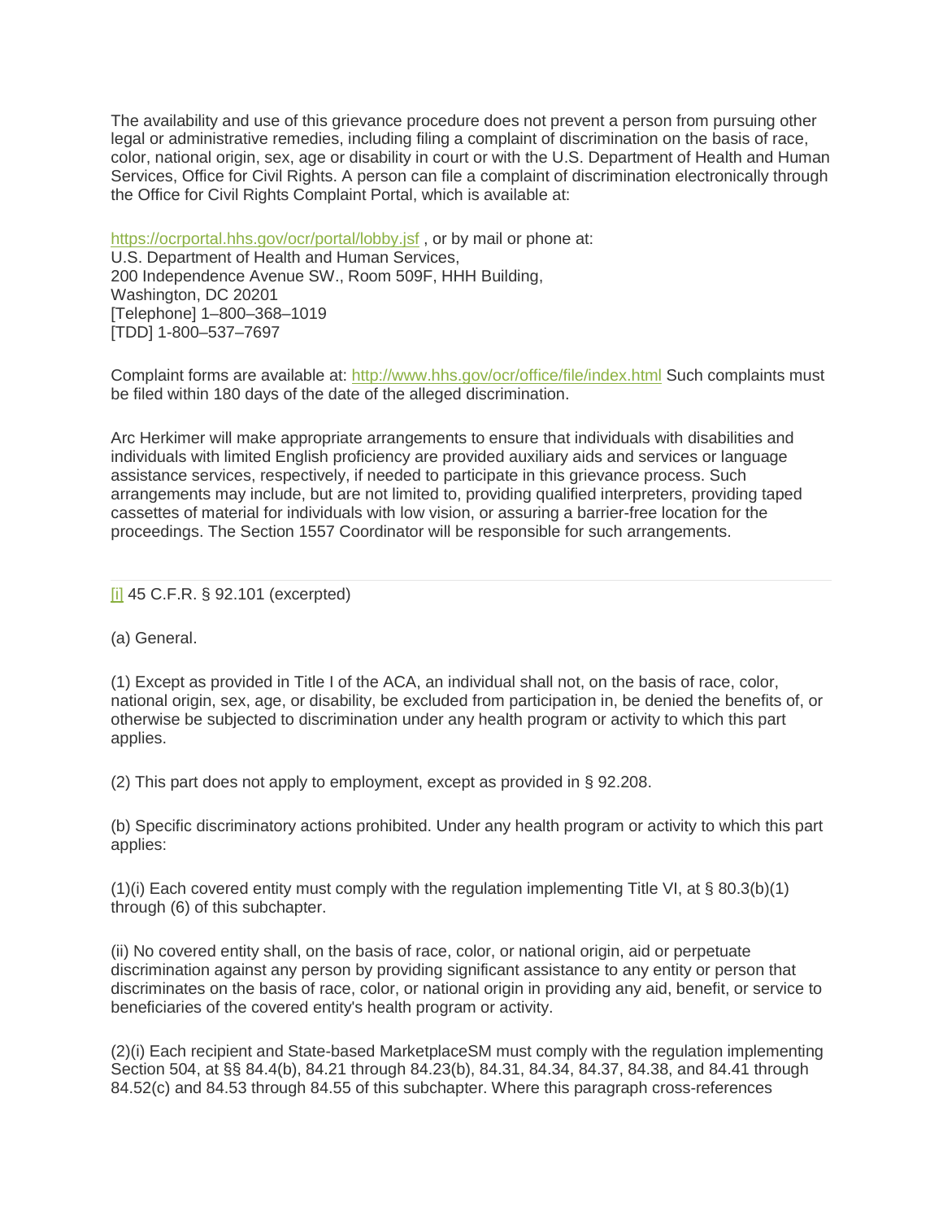The availability and use of this grievance procedure does not prevent a person from pursuing other legal or administrative remedies, including filing a complaint of discrimination on the basis of race, color, national origin, sex, age or disability in court or with the U.S. Department of Health and Human Services, Office for Civil Rights. A person can file a complaint of discrimination electronically through the Office for Civil Rights Complaint Portal, which is available at:

https://ocrportal.hhs.gov/ocr/portal/lobby.jsf , or by mail or phone at:
U.S. Department of Health and Human Services,
200 Independence Avenue SW., Room 509F, HHH Building,
Washington, DC 20201
[Telephone] 1–800–368–1019
[TDD] 1-800–537–7697

Complaint forms are available at: http://www.hhs.gov/ocr/office/file/index.html Such complaints must be filed within 180 days of the date of the alleged discrimination.

Arc Herkimer will make appropriate arrangements to ensure that individuals with disabilities and individuals with limited English proficiency are provided auxiliary aids and services or language assistance services, respectively, if needed to participate in this grievance process. Such arrangements may include, but are not limited to, providing qualified interpreters, providing taped cassettes of material for individuals with low vision, or assuring a barrier-free location for the proceedings. The Section 1557 Coordinator will be responsible for such arrangements.

---

[i] 45 C.F.R. § 92.101 (excerpted)

(a) General.

(1) Except as provided in Title I of the ACA, an individual shall not, on the basis of race, color, national origin, sex, age, or disability, be excluded from participation in, be denied the benefits of, or otherwise be subjected to discrimination under any health program or activity to which this part applies.

(2) This part does not apply to employment, except as provided in § 92.208.

(b) Specific discriminatory actions prohibited. Under any health program or activity to which this part applies:

(1)(i) Each covered entity must comply with the regulation implementing Title VI, at § 80.3(b)(1) through (6) of this subchapter.

(ii) No covered entity shall, on the basis of race, color, or national origin, aid or perpetuate discrimination against any person by providing significant assistance to any entity or person that discriminates on the basis of race, color, or national origin in providing any aid, benefit, or service to beneficiaries of the covered entity's health program or activity.

(2)(i) Each recipient and State-based MarketplaceSM must comply with the regulation implementing Section 504, at §§ 84.4(b), 84.21 through 84.23(b), 84.31, 84.34, 84.37, 84.38, and 84.41 through 84.52(c) and 84.53 through 84.55 of this subchapter. Where this paragraph cross-references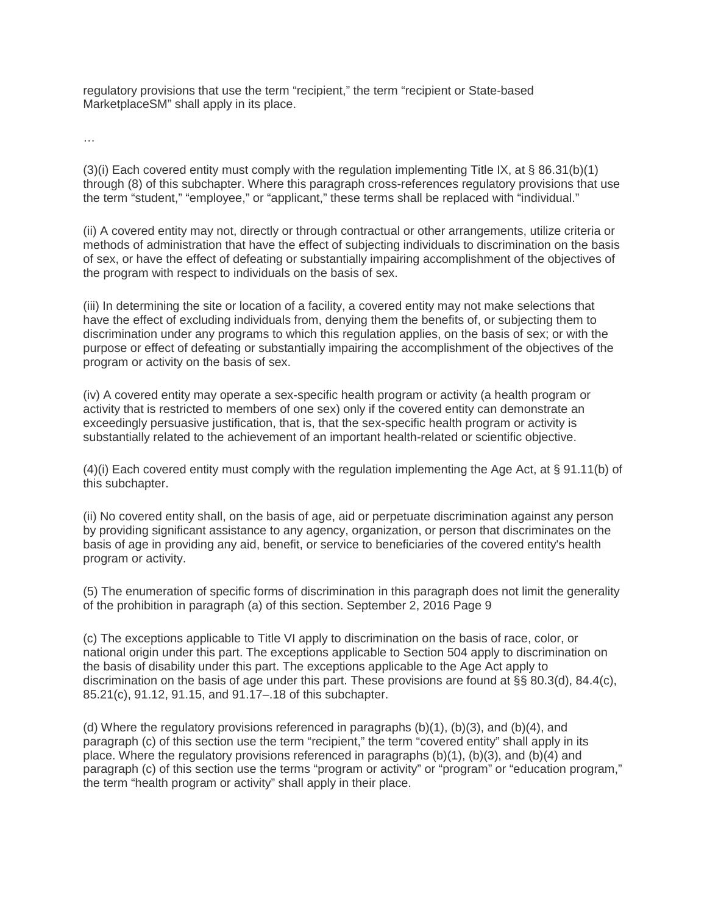regulatory provisions that use the term "recipient," the term "recipient or State-based MarketplaceSM" shall apply in its place.

…

(3)(i) Each covered entity must comply with the regulation implementing Title IX, at § 86.31(b)(1) through (8) of this subchapter. Where this paragraph cross-references regulatory provisions that use the term "student," "employee," or "applicant," these terms shall be replaced with "individual."

(ii) A covered entity may not, directly or through contractual or other arrangements, utilize criteria or methods of administration that have the effect of subjecting individuals to discrimination on the basis of sex, or have the effect of defeating or substantially impairing accomplishment of the objectives of the program with respect to individuals on the basis of sex.

(iii) In determining the site or location of a facility, a covered entity may not make selections that have the effect of excluding individuals from, denying them the benefits of, or subjecting them to discrimination under any programs to which this regulation applies, on the basis of sex; or with the purpose or effect of defeating or substantially impairing the accomplishment of the objectives of the program or activity on the basis of sex.

(iv) A covered entity may operate a sex-specific health program or activity (a health program or activity that is restricted to members of one sex) only if the covered entity can demonstrate an exceedingly persuasive justification, that is, that the sex-specific health program or activity is substantially related to the achievement of an important health-related or scientific objective.

(4)(i) Each covered entity must comply with the regulation implementing the Age Act, at § 91.11(b) of this subchapter.

(ii) No covered entity shall, on the basis of age, aid or perpetuate discrimination against any person by providing significant assistance to any agency, organization, or person that discriminates on the basis of age in providing any aid, benefit, or service to beneficiaries of the covered entity's health program or activity.

(5) The enumeration of specific forms of discrimination in this paragraph does not limit the generality of the prohibition in paragraph (a) of this section.

(c) The exceptions applicable to Title VI apply to discrimination on the basis of race, color, or national origin under this part. The exceptions applicable to Section 504 apply to discrimination on the basis of disability under this part. The exceptions applicable to the Age Act apply to discrimination on the basis of age under this part. These provisions are found at §§ 80.3(d), 84.4(c), 85.21(c), 91.12, 91.15, and 91.17–.18 of this subchapter.

(d) Where the regulatory provisions referenced in paragraphs (b)(1), (b)(3), and (b)(4), and paragraph (c) of this section use the term "recipient," the term "covered entity" shall apply in its place. Where the regulatory provisions referenced in paragraphs (b)(1), (b)(3), and (b)(4) and paragraph (c) of this section use the terms "program or activity" or "program" or "education program," the term "health program or activity" shall apply in their place.